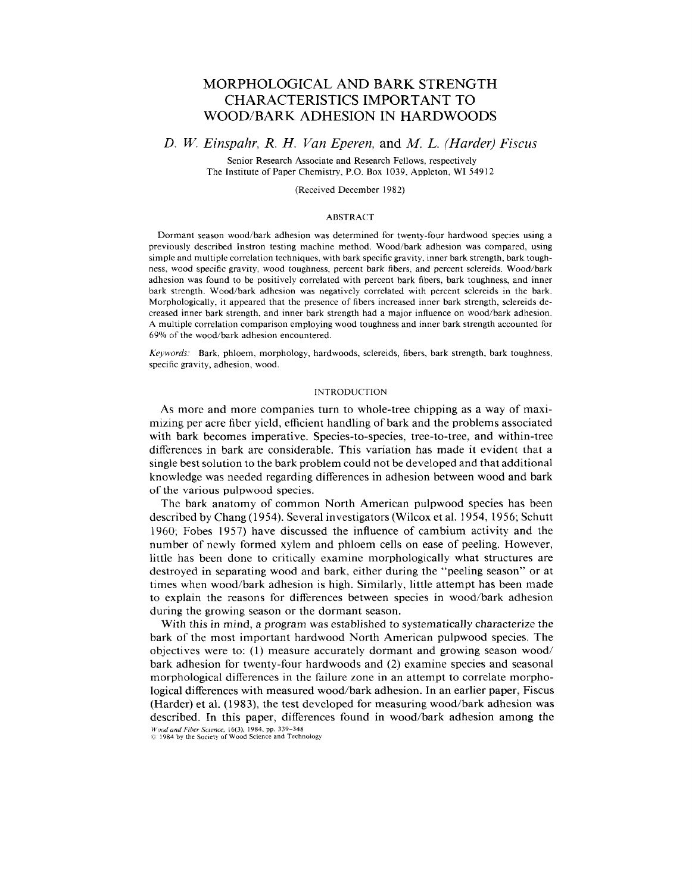# MORPHOLOGICAL AND BARK STRENGTH CHARACTERISTICS IMPORTANT TO WOOD/BARK ADHESION IN HARDWOODS

*D. W. Einspahr, R. H. Van Eperen,* and *M. L. (Harder) Fiscus*

Senior Research Associate and Research Fellows, respectively
The Institute of Paper Chemistry, P.O. Box 1039, Appleton, WI 54912

(Received December 1982)

## ABSTRACT

Dormant season wood/bark adhesion was determined for twenty-four hardwood species using a previously described Instron testing machine method. Wood/bark adhesion was compared, using simple and multiple correlation techniques, with bark specific gravity, inner bark strength, bark toughness, wood specific gravity, wood toughness, percent bark fibers, and percent sclereids. Wood/bark adhesion was found to be positively correlated with percent bark fibers, bark toughness, and inner bark strength. Wood/bark adhesion was negatively correlated with percent sclereids in the bark. Morphologically, it appeared that the presence of fibers increased inner bark strength, sclereids decreased inner bark strength, and inner bark strength had a major influence on wood/bark adhesion. A multiple correlation comparison employing wood toughness and inner bark strength accounted for 69% of the wood/bark adhesion encountered.

*Keywords:* Bark, phloem, morphology, hardwoods, sclereids, fibers, bark strength, bark toughness, specific gravity, adhesion, wood.

## INTRODUCTION

As more and more companies turn to whole-tree chipping as a way of maximizing per acre fiber yield, efficient handling of bark and the problems associated with bark becomes imperative. Species-to-species, tree-to-tree, and within-tree differences in bark are considerable. This variation has made it evident that a single best solution to the bark problem could not be developed and that additional knowledge was needed regarding differences in adhesion between wood and bark of the various pulpwood species.

The bark anatomy of common North American pulpwood species has been described by Chang (1954). Several investigators (Wilcox et al. 1954, 1956; Schutt 1960; Fobes 1957) have discussed the influence of cambium activity and the number of newly formed xylem and phloem cells on ease of peeling. However, little has been done to critically examine morphologically what structures are destroyed in separating wood and bark, either during the "peeling season" or at times when wood/bark adhesion is high. Similarly, little attempt has been made to explain the reasons for differences between species in wood/bark adhesion during the growing season or the dormant season.

With this in mind, a program was established to systematically characterize the bark of the most important hardwood North American pulpwood species. The objectives were to: (1) measure accurately dormant and growing season wood/bark adhesion for twenty-four hardwoods and (2) examine species and seasonal morphological differences in the failure zone in an attempt to correlate morphological differences with measured wood/bark adhesion. In an earlier paper, Fiscus (Harder) et al. (1983), the test developed for measuring wood/bark adhesion was described. In this paper, differences found in wood/bark adhesion among the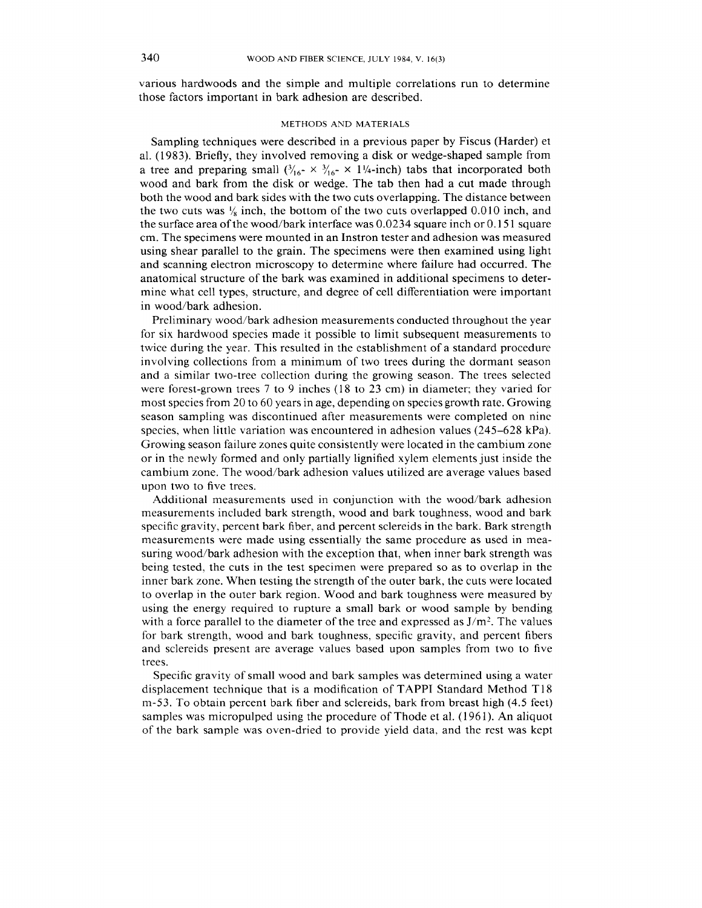various hardwoods and the simple and multiple correlations run to determine those factors important in bark adhesion are described.

## METHODS AND MATERIALS

Sampling techniques were described in a previous paper by Fiscus (Harder) et al. (1983). Briefly, they involved removing a disk or wedge-shaped sample from a tree and preparing small ($^3/_{16}$- × $^3/_{16}$- × 1¼-inch) tabs that incorporated both wood and bark from the disk or wedge. The tab then had a cut made through both the wood and bark sides with the two cuts overlapping. The distance between the two cuts was ⅛ inch, the bottom of the two cuts overlapped 0.010 inch, and the surface area of the wood/bark interface was 0.0234 square inch or 0.151 square cm. The specimens were mounted in an Instron tester and adhesion was measured using shear parallel to the grain. The specimens were then examined using light and scanning electron microscopy to determine where failure had occurred. The anatomical structure of the bark was examined in additional specimens to determine what cell types, structure, and degree of cell differentiation were important in wood/bark adhesion.

Preliminary wood/bark adhesion measurements conducted throughout the year for six hardwood species made it possible to limit subsequent measurements to twice during the year. This resulted in the establishment of a standard procedure involving collections from a minimum of two trees during the dormant season and a similar two-tree collection during the growing season. The trees selected were forest-grown trees 7 to 9 inches (18 to 23 cm) in diameter; they varied for most species from 20 to 60 years in age, depending on species growth rate. Growing season sampling was discontinued after measurements were completed on nine species, when little variation was encountered in adhesion values (245–628 kPa). Growing season failure zones quite consistently were located in the cambium zone or in the newly formed and only partially lignified xylem elements just inside the cambium zone. The wood/bark adhesion values utilized are average values based upon two to five trees.

Additional measurements used in conjunction with the wood/bark adhesion measurements included bark strength, wood and bark toughness, wood and bark specific gravity, percent bark fiber, and percent sclereids in the bark. Bark strength measurements were made using essentially the same procedure as used in measuring wood/bark adhesion with the exception that, when inner bark strength was being tested, the cuts in the test specimen were prepared so as to overlap in the inner bark zone. When testing the strength of the outer bark, the cuts were located to overlap in the outer bark region. Wood and bark toughness were measured by using the energy required to rupture a small bark or wood sample by bending with a force parallel to the diameter of the tree and expressed as $J/m^2$. The values for bark strength, wood and bark toughness, specific gravity, and percent fibers and sclereids present are average values based upon samples from two to five trees.

Specific gravity of small wood and bark samples was determined using a water displacement technique that is a modification of TAPPI Standard Method T18 m-53. To obtain percent bark fiber and sclereids, bark from breast high (4.5 feet) samples was micropulped using the procedure of Thode et al. (1961). An aliquot of the bark sample was oven-dried to provide yield data, and the rest was kept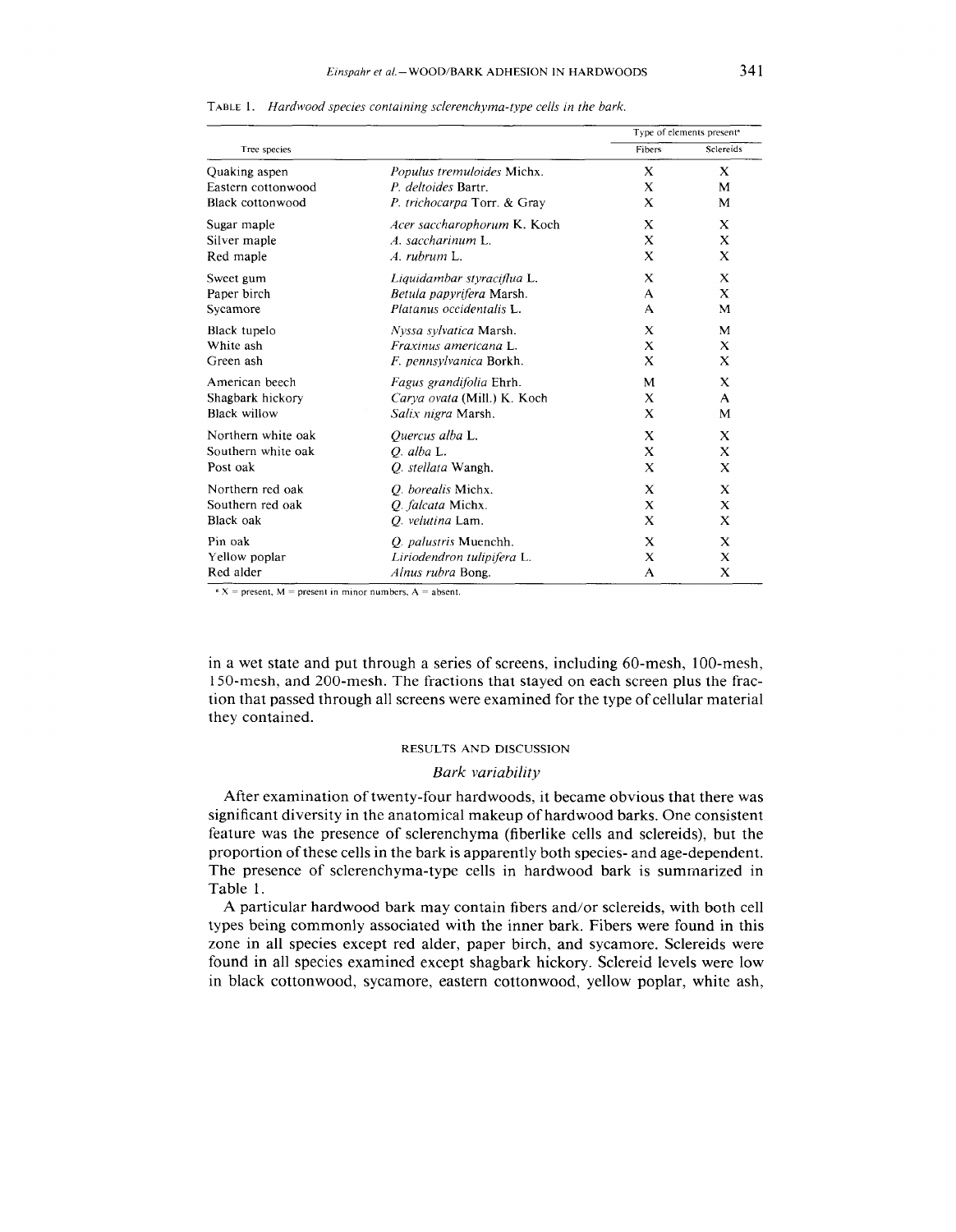TABLE 1. *Hardwood species containing sclerenchyma-type cells in the bark.*

| Tree species | | Type of elements present[a] | |
|---|---|---|---|
| | | Fibers | Sclereids |
| Quaking aspen | *Populus tremuloides* Michx. | X | X |
| Eastern cottonwood | *P. deltoides* Bartr. | X | M |
| Black cottonwood | *P. trichocarpa* Torr. & Gray | X | M |
| Sugar maple | *Acer saccharophorum* K. Koch | X | X |
| Silver maple | *A. saccharinum* L. | X | X |
| Red maple | *A. rubrum* L. | X | X |
| Sweet gum | *Liquidambar styraciflua* L. | X | X |
| Paper birch | *Betula papyrifera* Marsh. | A | X |
| Sycamore | *Platanus occidentalis* L. | A | M |
| Black tupelo | *Nyssa sylvatica* Marsh. | X | M |
| White ash | *Fraxinus americana* L. | X | X |
| Green ash | *F. pennsylvanica* Borkh. | X | X |
| American beech | *Fagus grandifolia* Ehrh. | M | X |
| Shagbark hickory | *Carya ovata* (Mill.) K. Koch | X | A |
| Black willow | *Salix nigra* Marsh. | X | M |
| Northern white oak | *Quercus alba* L. | X | X |
| Southern white oak | *Q. alba* L. | X | X |
| Post oak | *Q. stellata* Wangh. | X | X |
| Northern red oak | *Q. borealis* Michx. | X | X |
| Southern red oak | *Q. falcata* Michx. | X | X |
| Black oak | *Q. velutina* Lam. | X | X |
| Pin oak | *Q. palustris* Muenchh. | X | X |
| Yellow poplar | *Liriodendron tulipifera* L. | X | X |
| Red alder | *Alnus rubra* Bong. | A | X |

[a] X = present, M = present in minor numbers, A = absent.

in a wet state and put through a series of screens, including 60-mesh, 100-mesh, 150-mesh, and 200-mesh. The fractions that stayed on each screen plus the fraction that passed through all screens were examined for the type of cellular material they contained.

## RESULTS AND DISCUSSION

### *Bark variability*

After examination of twenty-four hardwoods, it became obvious that there was significant diversity in the anatomical makeup of hardwood barks. One consistent feature was the presence of sclerenchyma (fiberlike cells and sclereids), but the proportion of these cells in the bark is apparently both species- and age-dependent. The presence of sclerenchyma-type cells in hardwood bark is summarized in Table 1.

A particular hardwood bark may contain fibers and/or sclereids, with both cell types being commonly associated with the inner bark. Fibers were found in this zone in all species except red alder, paper birch, and sycamore. Sclereids were found in all species examined except shagbark hickory. Sclereid levels were low in black cottonwood, sycamore, eastern cottonwood, yellow poplar, white ash,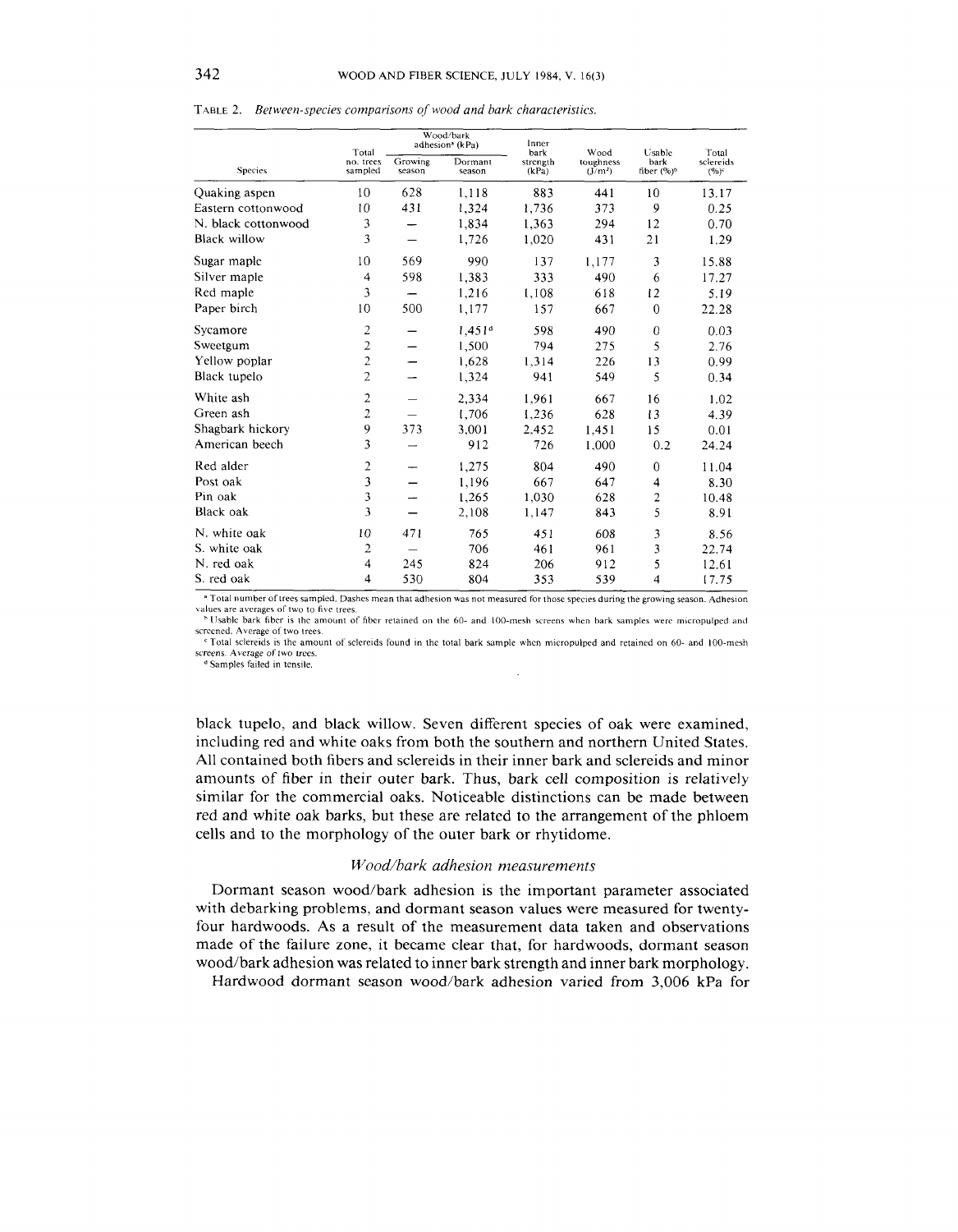TABLE 2. *Between-species comparisons of wood and bark characteristics.*

| Species | Total no. trees sampled | Wood/bark adhesion[a] (kPa) | | Inner bark strength (kPa) | Wood toughness (J/m²) | Usable bark fiber (%)[b] | Total sclereids (%)[c] |
|---|---|---|---|---|---|---|---|
| | | Growing season | Dormant season | | | | |
| Quaking aspen | 10 | 628 | 1,118 | 883 | 441 | 10 | 13.17 |
| Eastern cottonwood | 10 | 431 | 1,324 | 1,736 | 373 | 9 | 0.25 |
| N. black cottonwood | 3 | — | 1,834 | 1,363 | 294 | 12 | 0.70 |
| Black willow | 3 | — | 1,726 | 1,020 | 431 | 21 | 1.29 |
| Sugar maple | 10 | 569 | 990 | 137 | 1,177 | 3 | 15.88 |
| Silver maple | 4 | 598 | 1,383 | 333 | 490 | 6 | 17.27 |
| Red maple | 3 | — | 1,216 | 1,108 | 618 | 12 | 5.19 |
| Paper birch | 10 | 500 | 1,177 | 157 | 667 | 0 | 22.28 |
| Sycamore | 2 | — | 1,451[d] | 598 | 490 | 0 | 0.03 |
| Sweetgum | 2 | — | 1,500 | 794 | 275 | 5 | 2.76 |
| Yellow poplar | 2 | — | 1,628 | 1,314 | 226 | 13 | 0.99 |
| Black tupelo | 2 | — | 1,324 | 941 | 549 | 5 | 0.34 |
| White ash | 2 | — | 2,334 | 1,961 | 667 | 16 | 1.02 |
| Green ash | 2 | — | 1,706 | 1,236 | 628 | 13 | 4.39 |
| Shagbark hickory | 9 | 373 | 3,001 | 2,452 | 1,451 | 15 | 0.01 |
| American beech | 3 | — | 912 | 726 | 1,000 | 0.2 | 24.24 |
| Red alder | 2 | — | 1,275 | 804 | 490 | 0 | 11.04 |
| Post oak | 3 | — | 1,196 | 667 | 647 | 4 | 8.30 |
| Pin oak | 3 | — | 1,265 | 1,030 | 628 | 2 | 10.48 |
| Black oak | 3 | — | 2,108 | 1,147 | 843 | 5 | 8.91 |
| N. white oak | 10 | 471 | 765 | 451 | 608 | 3 | 8.56 |
| S. white oak | 2 | — | 706 | 461 | 961 | 3 | 22.74 |
| N. red oak | 4 | 245 | 824 | 206 | 912 | 5 | 12.61 |
| S. red oak | 4 | 530 | 804 | 353 | 539 | 4 | 17.75 |

[a] Total number of trees sampled. Dashes mean that adhesion was not measured for those species during the growing season. Adhesion values are averages of two to five trees.
[b] Usable bark fiber is the amount of fiber retained on the 60- and 100-mesh screens when bark samples were micropulped and screened. Average of two trees.
[c] Total sclereids is the amount of sclereids found in the total bark sample when micropulped and retained on 60- and 100-mesh screens. Average of two trees.
[d] Samples failed in tensile.

black tupelo, and black willow. Seven different species of oak were examined, including red and white oaks from both the southern and northern United States. All contained both fibers and sclereids in their inner bark and sclereids and minor amounts of fiber in their outer bark. Thus, bark cell composition is relatively similar for the commercial oaks. Noticeable distinctions can be made between red and white oak barks, but these are related to the arrangement of the phloem cells and to the morphology of the outer bark or rhytidome.

### *Wood/bark adhesion measurements*

Dormant season wood/bark adhesion is the important parameter associated with debarking problems, and dormant season values were measured for twenty-four hardwoods. As a result of the measurement data taken and observations made of the failure zone, it became clear that, for hardwoods, dormant season wood/bark adhesion was related to inner bark strength and inner bark morphology.

Hardwood dormant season wood/bark adhesion varied from 3,006 kPa for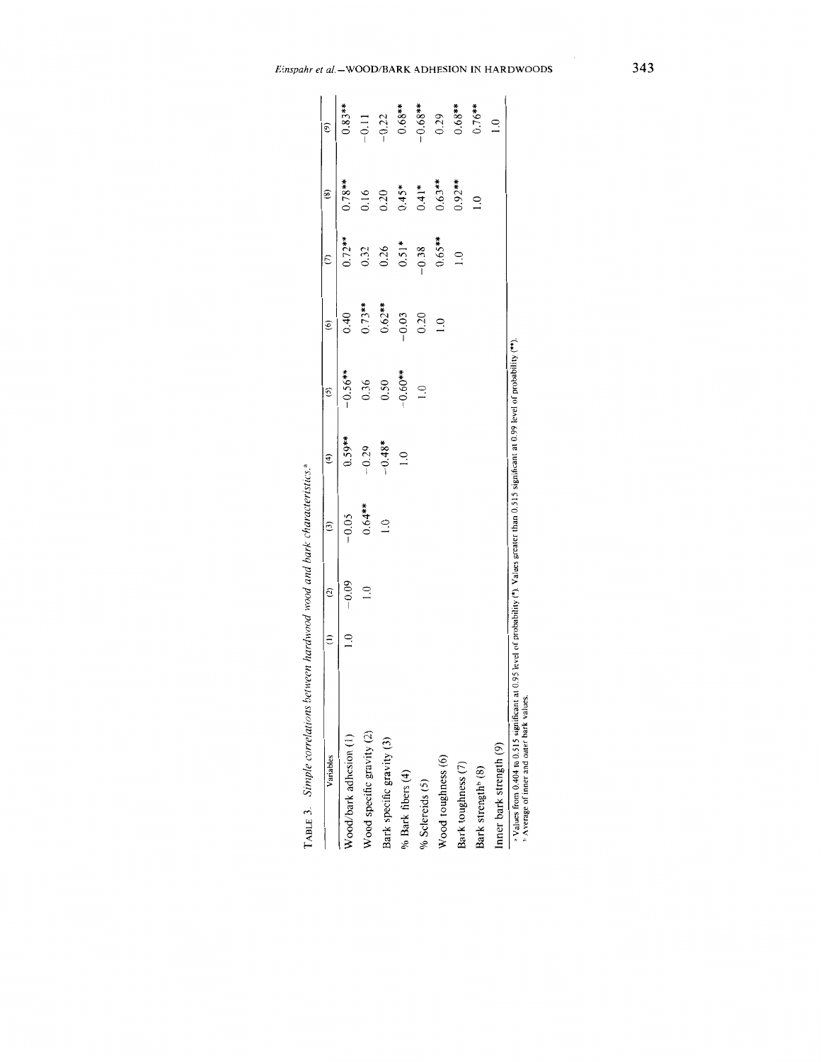TABLE 3. *Simple correlations between hardwood wood and bark characteristics.*[a]

| Variables | (1) | (2) | (3) | (4) | (5) | (6) | (7) | (8) | (9) |
|---|---|---|---|---|---|---|---|---|---|
| Wood/bark adhesion (1) | 1.0 | −0.09 | −0.05 | 0.59** | −0.56** | 0.40 | 0.72** | 0.78** | 0.83** |
| Wood specific gravity (2) | | 1.0 | 0.64** | −0.29 | 0.36 | 0.73** | 0.32 | 0.16 | −0.11 |
| Bark specific gravity (3) | | | 1.0 | −0.48* | 0.50 | 0.62** | 0.26 | 0.20 | −0.22 |
| % Bark fibers (4) | | | | 1.0 | −0.60** | −0.03 | 0.51* | 0.45* | 0.68** |
| % Sclereids (5) | | | | | 1.0 | 0.20 | −0.38 | 0.41* | −0.68** |
| Wood toughness (6) | | | | | | 1.0 | 0.65** | 0.63** | 0.29 |
| Bark toughness (7) | | | | | | | 1.0 | 0.92** | 0.68** |
| Bark strength[b] (8) | | | | | | | | 1.0 | 0.76** |
| Inner bark strength (9) | | | | | | | | | 1.0 |

[a] Values from 0.404 to 0.515 significant at 0.95 level of probability (*). Values greater than 0.515 significant at 0.99 level of probability (**).
[b] Average of inner and outer bark values.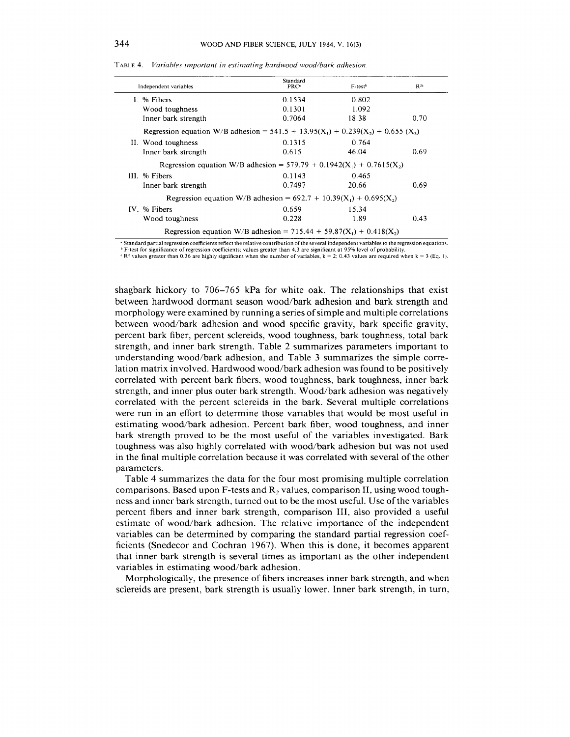TABLE 4. *Variables important in estimating hardwood wood/bark adhesion.*

| Independent variables | Standard PRC[a] | F-test[b] | $R^{2c}$ |
|---|---|---|---|
| I. % Fibers | 0.1534 | 0.802 | |
| Wood toughness | 0.1301 | 1.092 | |
| Inner bark strength | 0.7064 | 18.38 | 0.70 |
| Regression equation W/B adhesion = $541.5 + 13.95(X_1) + 0.239(X_2) + 0.655(X_3)$ | | | |
| II. Wood toughness | 0.1315 | 0.764 | |
| Inner bark strength | 0.615 | 46.04 | 0.69 |
| Regression equation W/B adhesion = $579.79 + 0.1942(X_1) + 0.7615(X_2)$ | | | |
| III. % Fibers | 0.1143 | 0.465 | |
| Inner bark strength | 0.7497 | 20.66 | 0.69 |
| Regression equation W/B adhesion = $692.7 + 10.39(X_1) + 0.695(X_2)$ | | | |
| IV. % Fibers | 0.659 | 15.34 | |
| Wood toughness | 0.228 | 1.89 | 0.43 |
| Regression equation W/B adhesion = $715.44 + 59.87(X_1) + 0.418(X_2)$ | | | |

[a] Standard partial regression coefficients reflect the relative contribution of the several independent variables to the regression equations.
[b] F-test for significance of regression coefficients; values greater than 4.3 are significant at 95% level of probability.
[c] $R^2$ values greater than 0.36 are highly significant when the number of variables, $k = 2$; 0.43 values are required when $k = 3$ (Eq. 1).

shagbark hickory to 706–765 kPa for white oak. The relationships that exist between hardwood dormant season wood/bark adhesion and bark strength and morphology were examined by running a series of simple and multiple correlations between wood/bark adhesion and wood specific gravity, bark specific gravity, percent bark fiber, percent sclereids, wood toughness, bark toughness, total bark strength, and inner bark strength. Table 2 summarizes parameters important to understanding wood/bark adhesion, and Table 3 summarizes the simple correlation matrix involved. Hardwood wood/bark adhesion was found to be positively correlated with percent bark fibers, wood toughness, bark toughness, inner bark strength, and inner plus outer bark strength. Wood/bark adhesion was negatively correlated with the percent sclereids in the bark. Several multiple correlations were run in an effort to determine those variables that would be most useful in estimating wood/bark adhesion. Percent bark fiber, wood toughness, and inner bark strength proved to be the most useful of the variables investigated. Bark toughness was also highly correlated with wood/bark adhesion but was not used in the final multiple correlation because it was correlated with several of the other parameters.

Table 4 summarizes the data for the four most promising multiple correlation comparisons. Based upon F-tests and $R_2$ values, comparison II, using wood toughness and inner bark strength, turned out to be the most useful. Use of the variables percent fibers and inner bark strength, comparison III, also provided a useful estimate of wood/bark adhesion. The relative importance of the independent variables can be determined by comparing the standard partial regression coefficients (Snedecor and Cochran 1967). When this is done, it becomes apparent that inner bark strength is several times as important as the other independent variables in estimating wood/bark adhesion.

Morphologically, the presence of fibers increases inner bark strength, and when sclereids are present, bark strength is usually lower. Inner bark strength, in turn,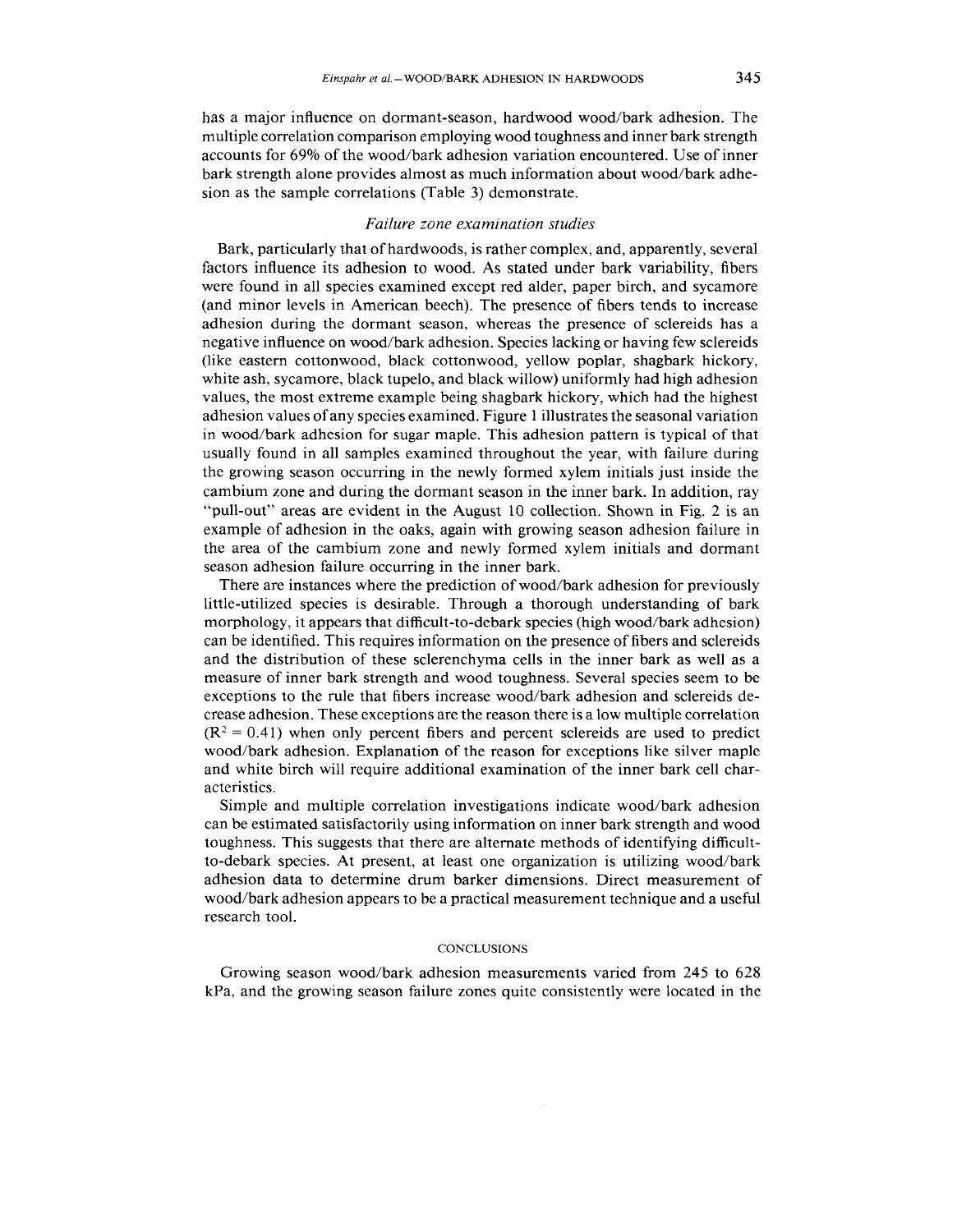has a major influence on dormant-season, hardwood wood/bark adhesion. The multiple correlation comparison employing wood toughness and inner bark strength accounts for 69% of the wood/bark adhesion variation encountered. Use of inner bark strength alone provides almost as much information about wood/bark adhesion as the sample correlations (Table 3) demonstrate.

### *Failure zone examination studies*

Bark, particularly that of hardwoods, is rather complex, and, apparently, several factors influence its adhesion to wood. As stated under bark variability, fibers were found in all species examined except red alder, paper birch, and sycamore (and minor levels in American beech). The presence of fibers tends to increase adhesion during the dormant season, whereas the presence of sclereids has a negative influence on wood/bark adhesion. Species lacking or having few sclereids (like eastern cottonwood, black cottonwood, yellow poplar, shagbark hickory, white ash, sycamore, black tupelo, and black willow) uniformly had high adhesion values, the most extreme example being shagbark hickory, which had the highest adhesion values of any species examined. Figure 1 illustrates the seasonal variation in wood/bark adhesion for sugar maple. This adhesion pattern is typical of that usually found in all samples examined throughout the year, with failure during the growing season occurring in the newly formed xylem initials just inside the cambium zone and during the dormant season in the inner bark. In addition, ray "pull-out" areas are evident in the August 10 collection. Shown in Fig. 2 is an example of adhesion in the oaks, again with growing season adhesion failure in the area of the cambium zone and newly formed xylem initials and dormant season adhesion failure occurring in the inner bark.

There are instances where the prediction of wood/bark adhesion for previously little-utilized species is desirable. Through a thorough understanding of bark morphology, it appears that difficult-to-debark species (high wood/bark adhesion) can be identified. This requires information on the presence of fibers and sclereids and the distribution of these sclerenchyma cells in the inner bark as well as a measure of inner bark strength and wood toughness. Several species seem to be exceptions to the rule that fibers increase wood/bark adhesion and sclereids decrease adhesion. These exceptions are the reason there is a low multiple correlation ($R^2 = 0.41$) when only percent fibers and percent sclereids are used to predict wood/bark adhesion. Explanation of the reason for exceptions like silver maple and white birch will require additional examination of the inner bark cell characteristics.

Simple and multiple correlation investigations indicate wood/bark adhesion can be estimated satisfactorily using information on inner bark strength and wood toughness. This suggests that there are alternate methods of identifying difficult-to-debark species. At present, at least one organization is utilizing wood/bark adhesion data to determine drum barker dimensions. Direct measurement of wood/bark adhesion appears to be a practical measurement technique and a useful research tool.

## CONCLUSIONS

Growing season wood/bark adhesion measurements varied from 245 to 628 kPa, and the growing season failure zones quite consistently were located in the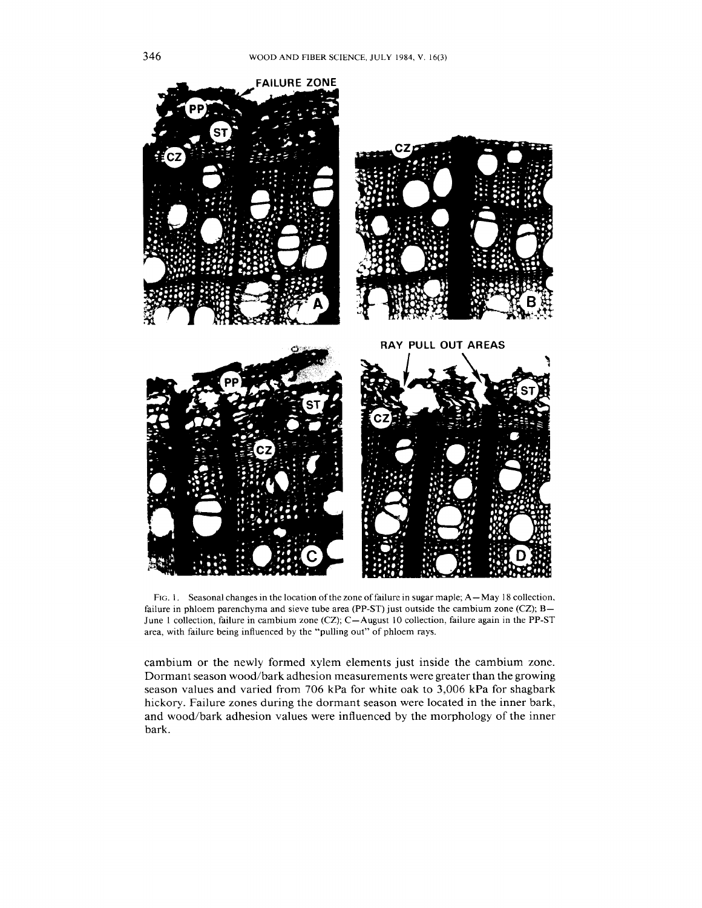Fig. 1. Seasonal changes in the location of the zone of failure in sugar maple; A—May 18 collection, failure in phloem parenchyma and sieve tube area (PP-ST) just outside the cambium zone (CZ); B—June 1 collection, failure in cambium zone (CZ); C—August 10 collection, failure again in the PP-ST area, with failure being influenced by the "pulling out" of phloem rays.

cambium or the newly formed xylem elements just inside the cambium zone. Dormant season wood/bark adhesion measurements were greater than the growing season values and varied from 706 kPa for white oak to 3,006 kPa for shagbark hickory. Failure zones during the dormant season were located in the inner bark, and wood/bark adhesion values were influenced by the morphology of the inner bark.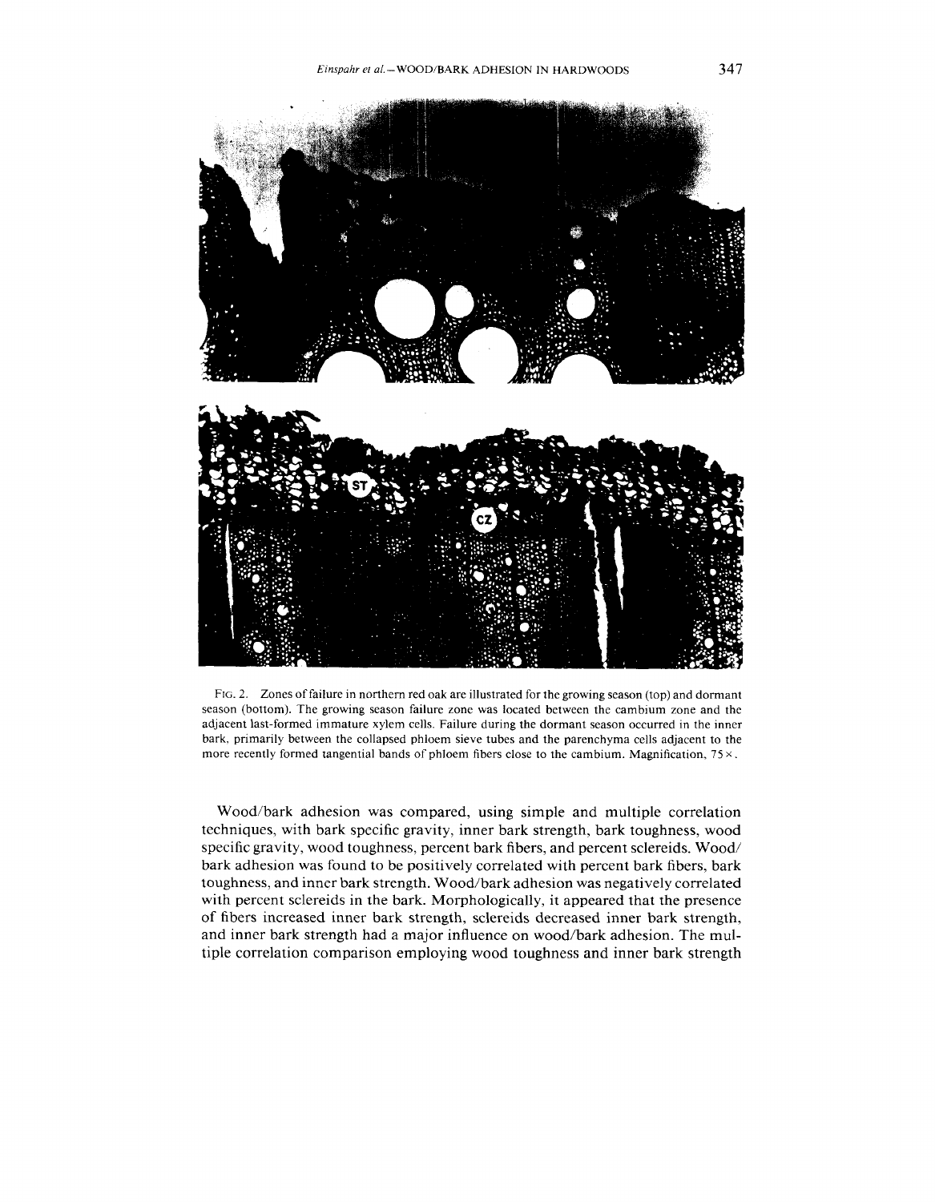FIG. 2. Zones of failure in northern red oak are illustrated for the growing season (top) and dormant season (bottom). The growing season failure zone was located between the cambium zone and the adjacent last-formed immature xylem cells. Failure during the dormant season occurred in the inner bark, primarily between the collapsed phloem sieve tubes and the parenchyma cells adjacent to the more recently formed tangential bands of phloem fibers close to the cambium. Magnification, 75×.

Wood/bark adhesion was compared, using simple and multiple correlation techniques, with bark specific gravity, inner bark strength, bark toughness, wood specific gravity, wood toughness, percent bark fibers, and percent sclereids. Wood/bark adhesion was found to be positively correlated with percent bark fibers, bark toughness, and inner bark strength. Wood/bark adhesion was negatively correlated with percent sclereids in the bark. Morphologically, it appeared that the presence of fibers increased inner bark strength, sclereids decreased inner bark strength, and inner bark strength had a major influence on wood/bark adhesion. The multiple correlation comparison employing wood toughness and inner bark strength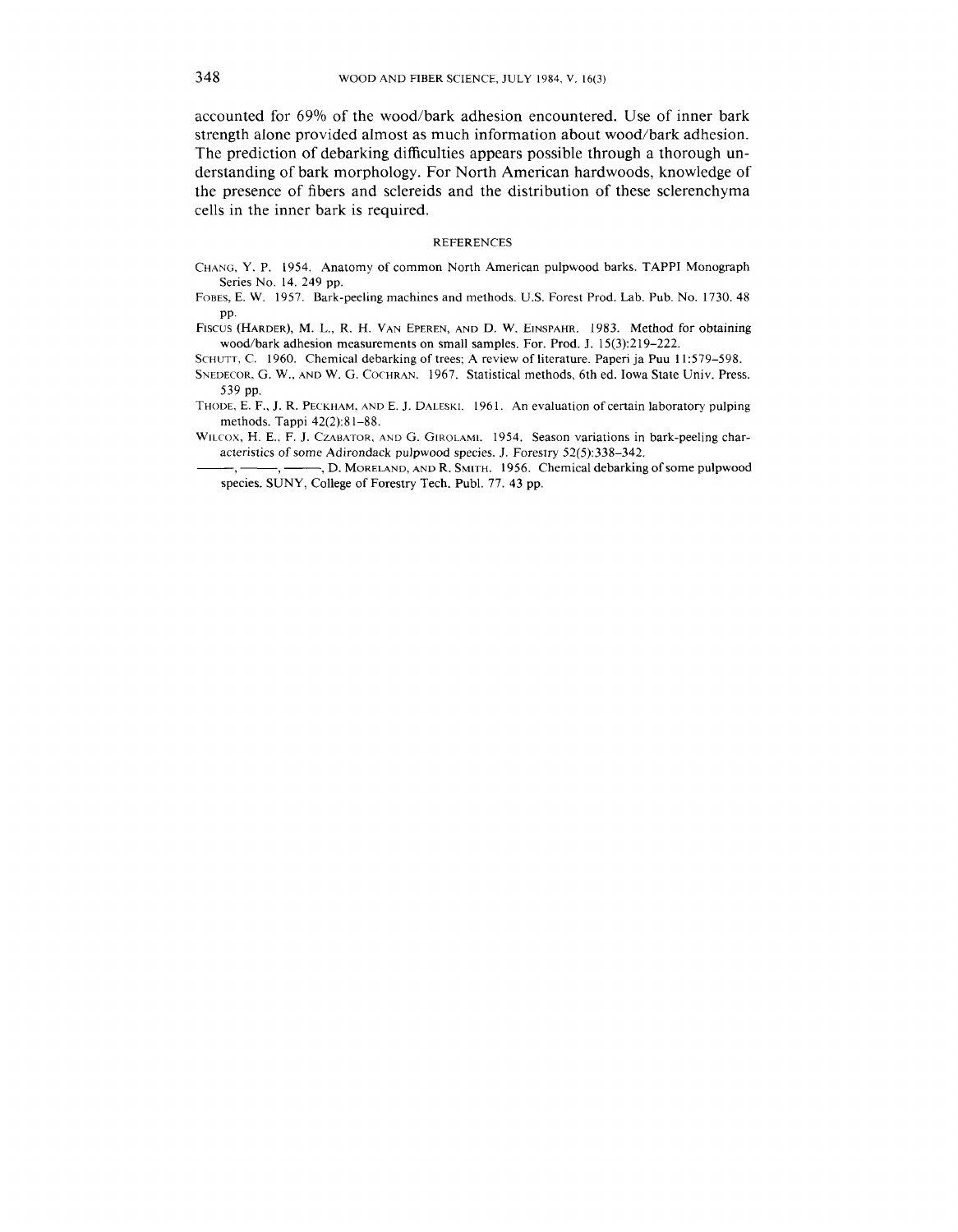accounted for 69% of the wood/bark adhesion encountered. Use of inner bark strength alone provided almost as much information about wood/bark adhesion. The prediction of debarking difficulties appears possible through a thorough understanding of bark morphology. For North American hardwoods, knowledge of the presence of fibers and sclereids and the distribution of these sclerenchyma cells in the inner bark is required.

## REFERENCES

CHANG, Y. P. 1954. Anatomy of common North American pulpwood barks. TAPPI Monograph Series No. 14. 249 pp.

FOBES, E. W. 1957. Bark-peeling machines and methods. U.S. Forest Prod. Lab. Pub. No. 1730. 48 pp.

FISCUS (HARDER), M. L., R. H. VAN EPEREN, AND D. W. EINSPAHR. 1983. Method for obtaining wood/bark adhesion measurements on small samples. For. Prod. J. 15(3):219–222.

SCHUTT, C. 1960. Chemical debarking of trees; A review of literature. Paperi ja Puu 11:579–598.

SNEDECOR, G. W., AND W. G. COCHRAN. 1967. Statistical methods, 6th ed. Iowa State Univ. Press. 539 pp.

THODE, E. F., J. R. PECKHAM, AND E. J. DALESKI. 1961. An evaluation of certain laboratory pulping methods. Tappi 42(2):81–88.

WILCOX, H. E., F. J. CZABATOR, AND G. GIROLAMI. 1954. Season variations in bark-peeling characteristics of some Adirondack pulpwood species. J. Forestry 52(5):338–342.

———, ———, ———, D. MORELAND, AND R. SMITH. 1956. Chemical debarking of some pulpwood species. SUNY, College of Forestry Tech. Publ. 77. 43 pp.